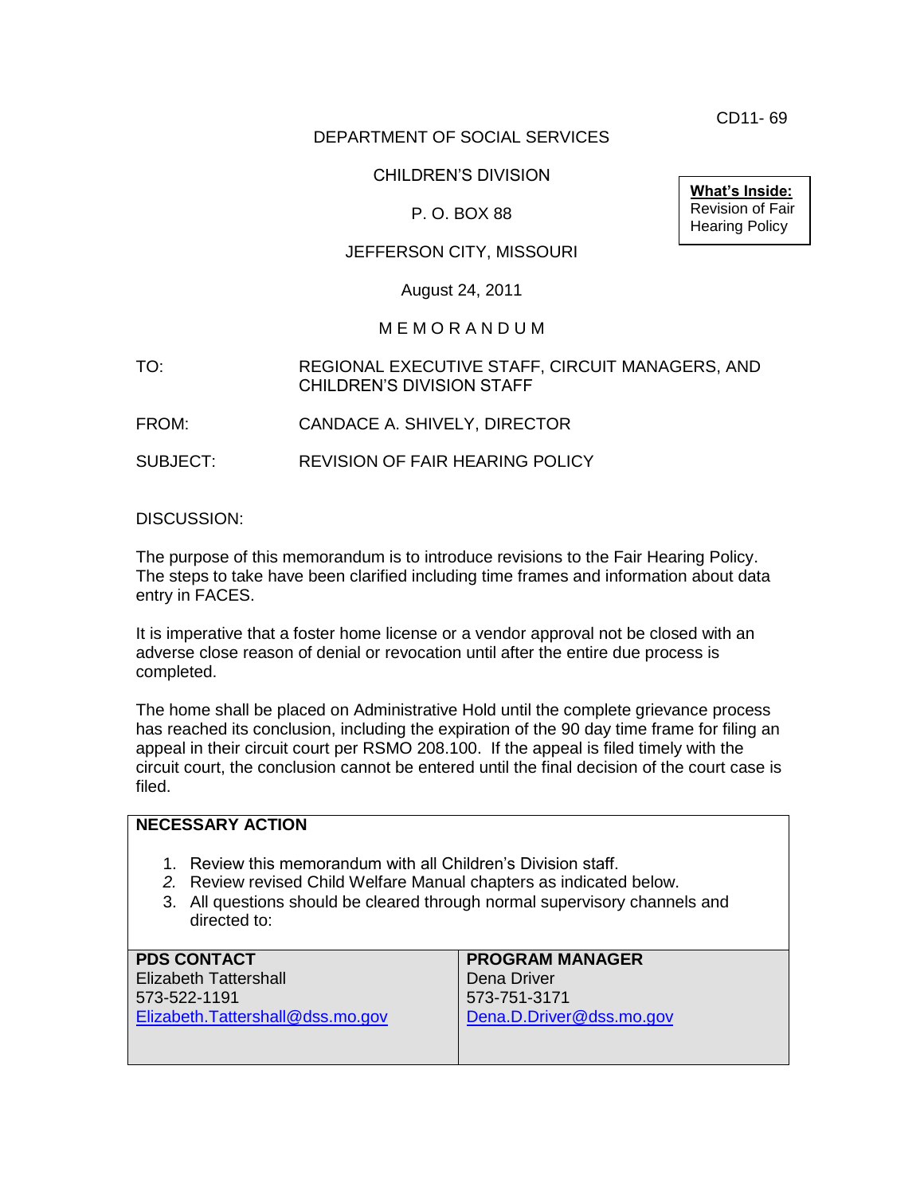CD11- 69

DEPARTMENT OF SOCIAL SERVICES

CHILDREN'S DIVISION

P. O. BOX 88

JEFFERSON CITY, MISSOURI

August 24, 2011

**What's Inside:**
Revision of Fair Hearing Policy

M E M O R A N D U M

TO: REGIONAL EXECUTIVE STAFF, CIRCUIT MANAGERS, AND CHILDREN'S DIVISION STAFF

FROM: CANDACE A. SHIVELY, DIRECTOR

SUBJECT: REVISION OF FAIR HEARING POLICY

DISCUSSION:

The purpose of this memorandum is to introduce revisions to the Fair Hearing Policy. The steps to take have been clarified including time frames and information about data entry in FACES.

It is imperative that a foster home license or a vendor approval not be closed with an adverse close reason of denial or revocation until after the entire due process is completed.

The home shall be placed on Administrative Hold until the complete grievance process has reached its conclusion, including the expiration of the 90 day time frame for filing an appeal in their circuit court per RSMO 208.100. If the appeal is filed timely with the circuit court, the conclusion cannot be entered until the final decision of the court case is filed.

**NECESSARY ACTION**

1. Review this memorandum with all Children's Division staff.
2. Review revised Child Welfare Manual chapters as indicated below.
3. All questions should be cleared through normal supervisory channels and directed to:

| **PDS CONTACT** | **PROGRAM MANAGER** |
| --- | --- |
| Elizabeth Tattershall<br>573-522-1191<br>Elizabeth.Tattershall@dss.mo.gov | Dena Driver<br>573-751-3171<br>Dena.D.Driver@dss.mo.gov |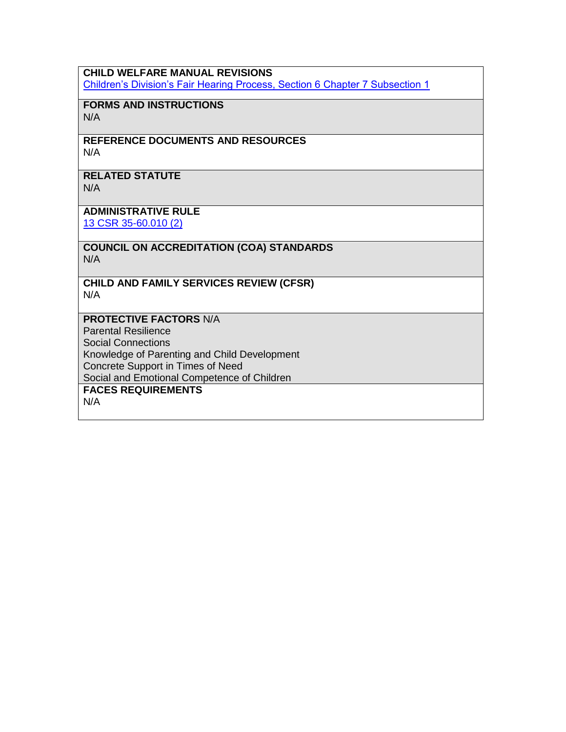**CHILD WELFARE MANUAL REVISIONS**
[Children's Division's Fair Hearing Process, Section 6 Chapter 7 Subsection 1]

**FORMS AND INSTRUCTIONS**
N/A

**REFERENCE DOCUMENTS AND RESOURCES**
N/A

**RELATED STATUTE**
N/A

**ADMINISTRATIVE RULE**
[13 CSR 35-60.010 (2)]

**COUNCIL ON ACCREDITATION (COA) STANDARDS**
N/A

**CHILD AND FAMILY SERVICES REVIEW (CFSR)**
N/A

**PROTECTIVE FACTORS** N/A
Parental Resilience
Social Connections
Knowledge of Parenting and Child Development
Concrete Support in Times of Need
Social and Emotional Competence of Children

**FACES REQUIREMENTS**
N/A